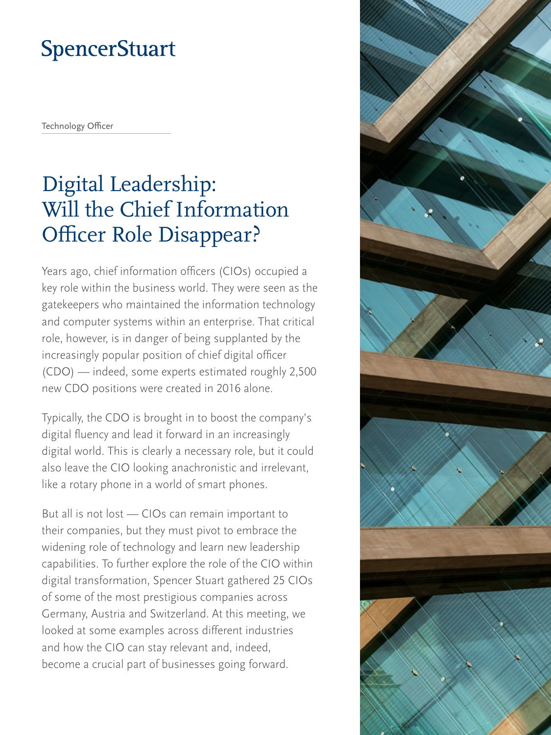SpencerStuart

Technology Officer

# Digital Leadership: Will the Chief Information Officer Role Disappear?

Years ago, chief information officers (CIOs) occupied a key role within the business world. They were seen as the gatekeepers who maintained the information technology and computer systems within an enterprise. That critical role, however, is in danger of being supplanted by the increasingly popular position of chief digital officer (CDO) — indeed, some experts estimated roughly 2,500 new CDO positions were created in 2016 alone.

Typically, the CDO is brought in to boost the company's digital fluency and lead it forward in an increasingly digital world. This is clearly a necessary role, but it could also leave the CIO looking anachronistic and irrelevant, like a rotary phone in a world of smart phones.

But all is not lost — CIOs can remain important to their companies, but they must pivot to embrace the widening role of technology and learn new leadership capabilities. To further explore the role of the CIO within digital transformation, Spencer Stuart gathered 25 CIOs of some of the most prestigious companies across Germany, Austria and Switzerland. At this meeting, we looked at some examples across different industries and how the CIO can stay relevant and, indeed, become a crucial part of businesses going forward.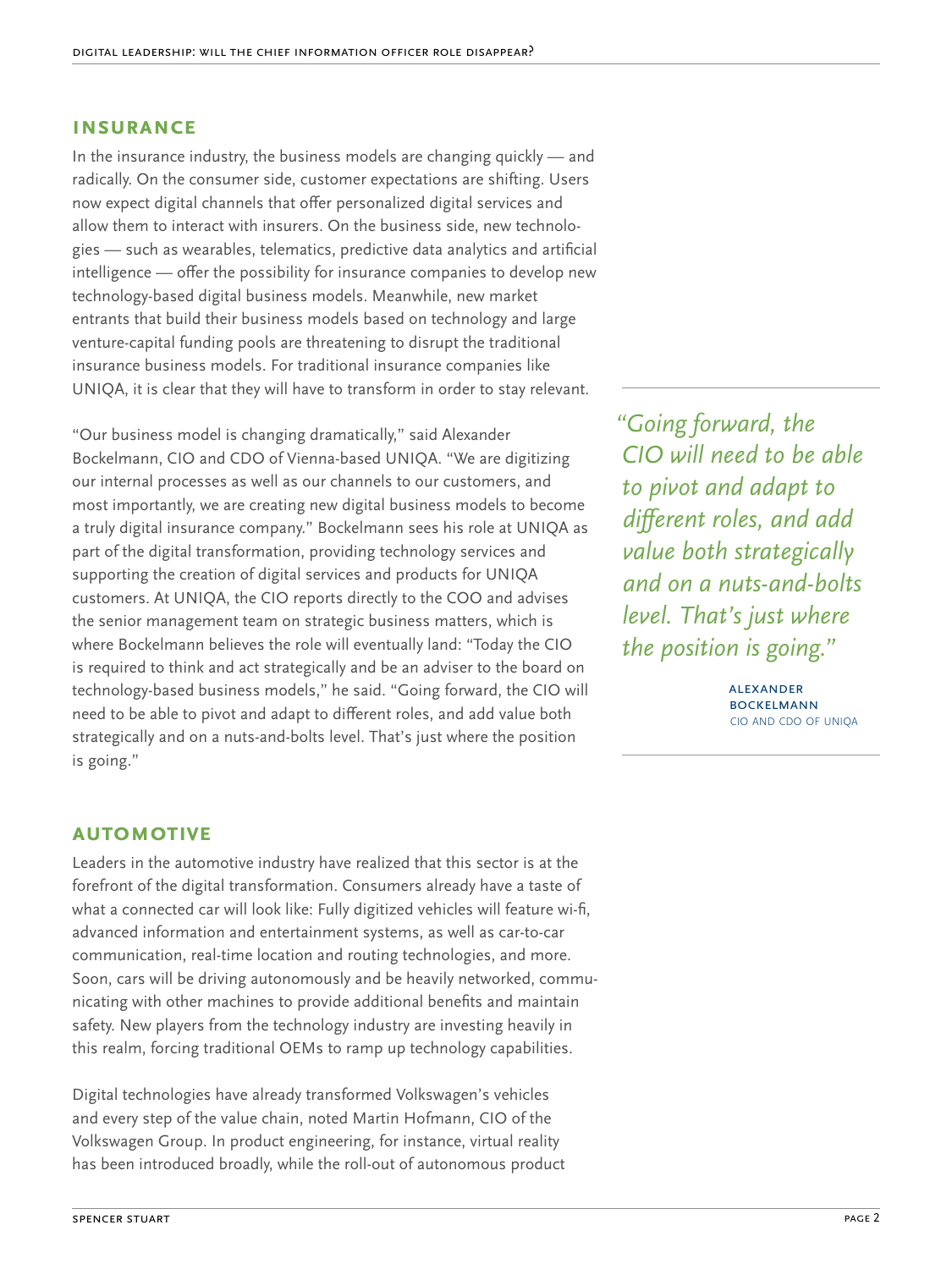## INSURANCE

In the insurance industry, the business models are changing quickly — and radically. On the consumer side, customer expectations are shifting. Users now expect digital channels that offer personalized digital services and allow them to interact with insurers. On the business side, new technologies — such as wearables, telematics, predictive data analytics and artificial intelligence — offer the possibility for insurance companies to develop new technology-based digital business models. Meanwhile, new market entrants that build their business models based on technology and large venture-capital funding pools are threatening to disrupt the traditional insurance business models. For traditional insurance companies like UNIQA, it is clear that they will have to transform in order to stay relevant.

"Our business model is changing dramatically," said Alexander Bockelmann, CIO and CDO of Vienna-based UNIQA. "We are digitizing our internal processes as well as our channels to our customers, and most importantly, we are creating new digital business models to become a truly digital insurance company." Bockelmann sees his role at UNIQA as part of the digital transformation, providing technology services and supporting the creation of digital services and products for UNIQA customers. At UNIQA, the CIO reports directly to the COO and advises the senior management team on strategic business matters, which is where Bockelmann believes the role will eventually land: "Today the CIO is required to think and act strategically and be an adviser to the board on technology-based business models," he said. "Going forward, the CIO will need to be able to pivot and adapt to different roles, and add value both strategically and on a nuts-and-bolts level. That's just where the position is going."

> *"Going forward, the CIO will need to be able to pivot and adapt to different roles, and add value both strategically and on a nuts-and-bolts level. That's just where the position is going."*
>
> ALEXANDER BOCKELMANN
> CIO AND CDO OF UNIQA

## AUTOMOTIVE

Leaders in the automotive industry have realized that this sector is at the forefront of the digital transformation. Consumers already have a taste of what a connected car will look like: Fully digitized vehicles will feature wi-fi, advanced information and entertainment systems, as well as car-to-car communication, real-time location and routing technologies, and more. Soon, cars will be driving autonomously and be heavily networked, communicating with other machines to provide additional benefits and maintain safety. New players from the technology industry are investing heavily in this realm, forcing traditional OEMs to ramp up technology capabilities.

Digital technologies have already transformed Volkswagen's vehicles and every step of the value chain, noted Martin Hofmann, CIO of the Volkswagen Group. In product engineering, for instance, virtual reality has been introduced broadly, while the roll-out of autonomous product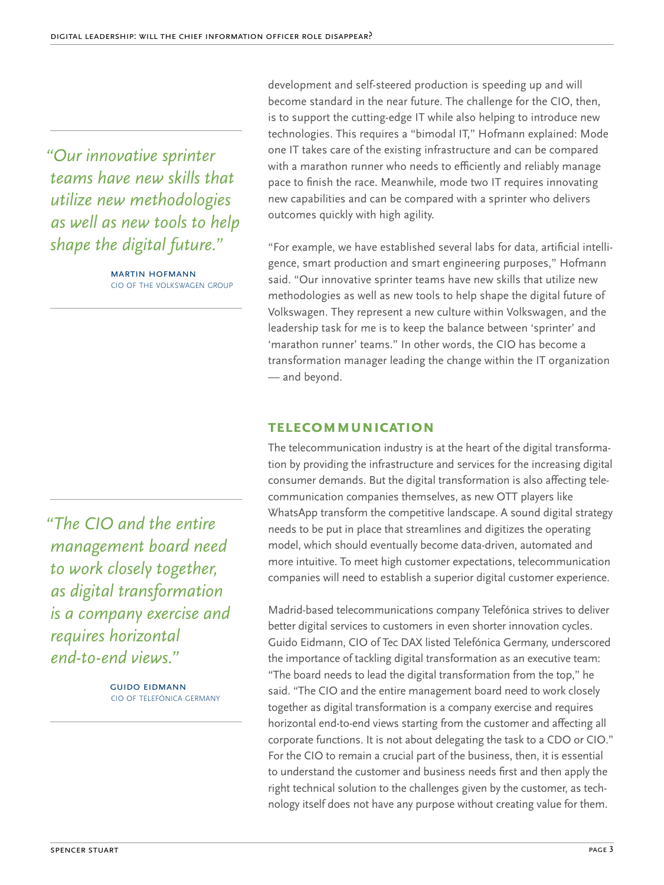development and self-steered production is speeding up and will become standard in the near future. The challenge for the CIO, then, is to support the cutting-edge IT while also helping to introduce new technologies. This requires a "bimodal IT," Hofmann explained: Mode one IT takes care of the existing infrastructure and can be compared with a marathon runner who needs to efficiently and reliably manage pace to finish the race. Meanwhile, mode two IT requires innovating new capabilities and can be compared with a sprinter who delivers outcomes quickly with high agility.

> *"Our innovative sprinter teams have new skills that utilize new methodologies as well as new tools to help shape the digital future."*
>
> MARTIN HOFMANN
> CIO OF THE VOLKSWAGEN GROUP

"For example, we have established several labs for data, artificial intelligence, smart production and smart engineering purposes," Hofmann said. "Our innovative sprinter teams have new skills that utilize new methodologies as well as new tools to help shape the digital future of Volkswagen. They represent a new culture within Volkswagen, and the leadership task for me is to keep the balance between 'sprinter' and 'marathon runner' teams." In other words, the CIO has become a transformation manager leading the change within the IT organization — and beyond.

## TELECOMMUNICATION

The telecommunication industry is at the heart of the digital transformation by providing the infrastructure and services for the increasing digital consumer demands. But the digital transformation is also affecting telecommunication companies themselves, as new OTT players like WhatsApp transform the competitive landscape. A sound digital strategy needs to be put in place that streamlines and digitizes the operating model, which should eventually become data-driven, automated and more intuitive. To meet high customer expectations, telecommunication companies will need to establish a superior digital customer experience.

> *"The CIO and the entire management board need to work closely together, as digital transformation is a company exercise and requires horizontal end-to-end views."*
>
> GUIDO EIDMANN
> CIO OF TELEFÓNICA GERMANY

Madrid-based telecommunications company Telefónica strives to deliver better digital services to customers in even shorter innovation cycles. Guido Eidmann, CIO of Tec DAX listed Telefónica Germany, underscored the importance of tackling digital transformation as an executive team: "The board needs to lead the digital transformation from the top," he said. "The CIO and the entire management board need to work closely together as digital transformation is a company exercise and requires horizontal end-to-end views starting from the customer and affecting all corporate functions. It is not about delegating the task to a CDO or CIO." For the CIO to remain a crucial part of the business, then, it is essential to understand the customer and business needs first and then apply the right technical solution to the challenges given by the customer, as technology itself does not have any purpose without creating value for them.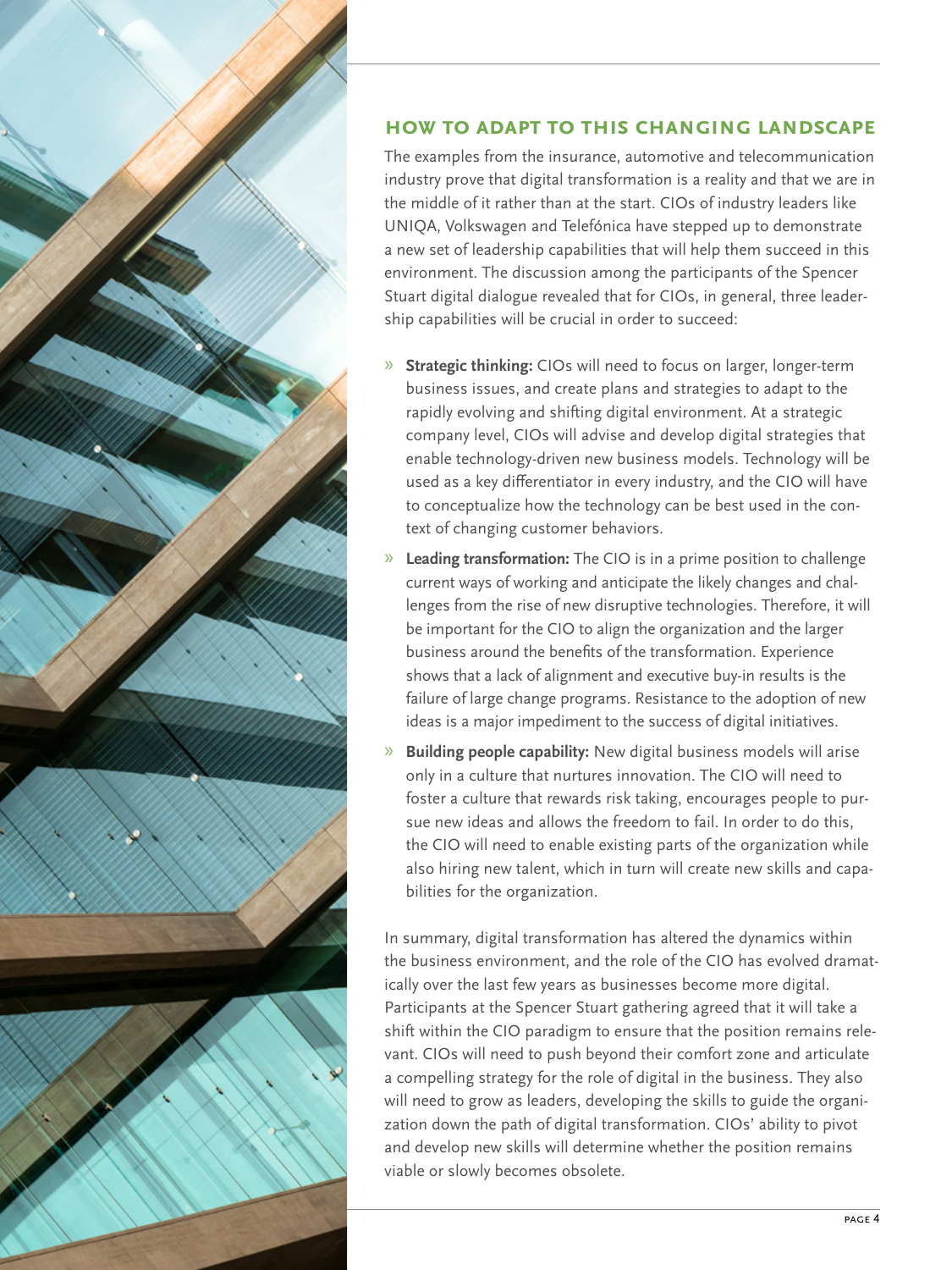## HOW TO ADAPT TO THIS CHANGING LANDSCAPE

The examples from the insurance, automotive and telecommunication industry prove that digital transformation is a reality and that we are in the middle of it rather than at the start. CIOs of industry leaders like UNIQA, Volkswagen and Telefónica have stepped up to demonstrate a new set of leadership capabilities that will help them succeed in this environment. The discussion among the participants of the Spencer Stuart digital dialogue revealed that for CIOs, in general, three leadership capabilities will be crucial in order to succeed:

- **Strategic thinking:** CIOs will need to focus on larger, longer-term business issues, and create plans and strategies to adapt to the rapidly evolving and shifting digital environment. At a strategic company level, CIOs will advise and develop digital strategies that enable technology-driven new business models. Technology will be used as a key differentiator in every industry, and the CIO will have to conceptualize how the technology can be best used in the context of changing customer behaviors.
- **Leading transformation:** The CIO is in a prime position to challenge current ways of working and anticipate the likely changes and challenges from the rise of new disruptive technologies. Therefore, it will be important for the CIO to align the organization and the larger business around the benefits of the transformation. Experience shows that a lack of alignment and executive buy-in results is the failure of large change programs. Resistance to the adoption of new ideas is a major impediment to the success of digital initiatives.
- **Building people capability:** New digital business models will arise only in a culture that nurtures innovation. The CIO will need to foster a culture that rewards risk taking, encourages people to pursue new ideas and allows the freedom to fail. In order to do this, the CIO will need to enable existing parts of the organization while also hiring new talent, which in turn will create new skills and capabilities for the organization.

In summary, digital transformation has altered the dynamics within the business environment, and the role of the CIO has evolved dramatically over the last few years as businesses become more digital. Participants at the Spencer Stuart gathering agreed that it will take a shift within the CIO paradigm to ensure that the position remains relevant. CIOs will need to push beyond their comfort zone and articulate a compelling strategy for the role of digital in the business. They also will need to grow as leaders, developing the skills to guide the organization down the path of digital transformation. CIOs' ability to pivot and develop new skills will determine whether the position remains viable or slowly becomes obsolete.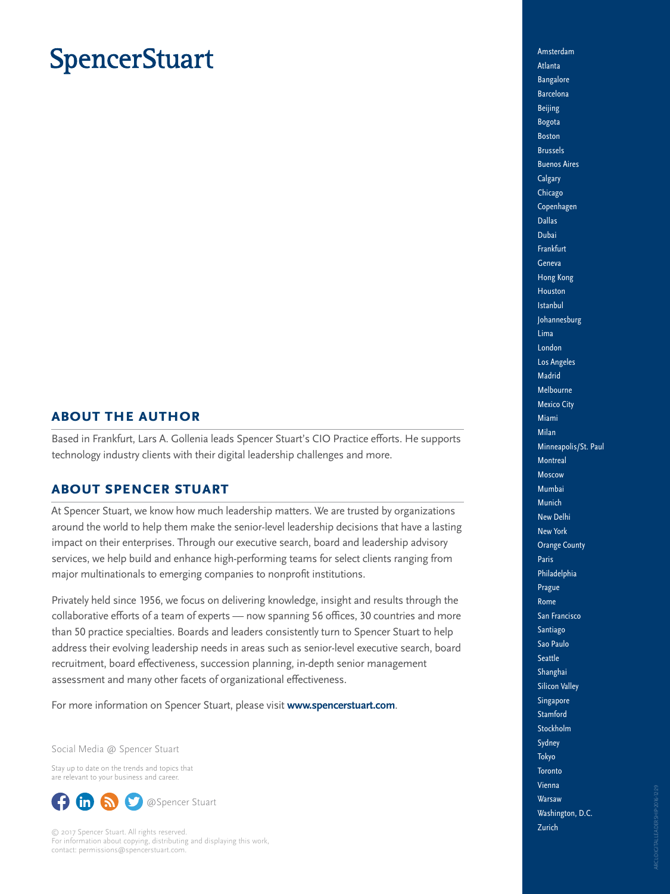# SpencerStuart

## ABOUT THE AUTHOR

Based in Frankfurt, Lars A. Gollenia leads Spencer Stuart's CIO Practice efforts. He supports technology industry clients with their digital leadership challenges and more.

## ABOUT SPENCER STUART

At Spencer Stuart, we know how much leadership matters. We are trusted by organizations around the world to help them make the senior-level leadership decisions that have a lasting impact on their enterprises. Through our executive search, board and leadership advisory services, we help build and enhance high-performing teams for select clients ranging from major multinationals to emerging companies to nonprofit institutions.

Privately held since 1956, we focus on delivering knowledge, insight and results through the collaborative efforts of a team of experts — now spanning 56 offices, 30 countries and more than 50 practice specialties. Boards and leaders consistently turn to Spencer Stuart to help address their evolving leadership needs in areas such as senior-level executive search, board recruitment, board effectiveness, succession planning, in-depth senior management assessment and many other facets of organizational effectiveness.

For more information on Spencer Stuart, please visit **www.spencerstuart.com**.

Social Media @ Spencer Stuart

Stay up to date on the trends and topics that are relevant to your business and career.

@Spencer Stuart

© 2017 Spencer Stuart. All rights reserved.
For information about copying, distributing and displaying this work, contact: permissions@spencerstuart.com.

Amsterdam
Atlanta
Bangalore
Barcelona
Beijing
Bogota
Boston
Brussels
Buenos Aires
Calgary
Chicago
Copenhagen
Dallas
Dubai
Frankfurt
Geneva
Hong Kong
Houston
Istanbul
Johannesburg
Lima
London
Los Angeles
Madrid
Melbourne
Mexico City
Miami
Milan
Minneapolis/St. Paul
Montreal
Moscow
Mumbai
Munich
New Delhi
New York
Orange County
Paris
Philadelphia
Prague
Rome
San Francisco
Santiago
Sao Paulo
Seattle
Shanghai
Silicon Valley
Singapore
Stamford
Stockholm
Sydney
Tokyo
Toronto
Vienna
Warsaw
Washington, D.C.
Zurich